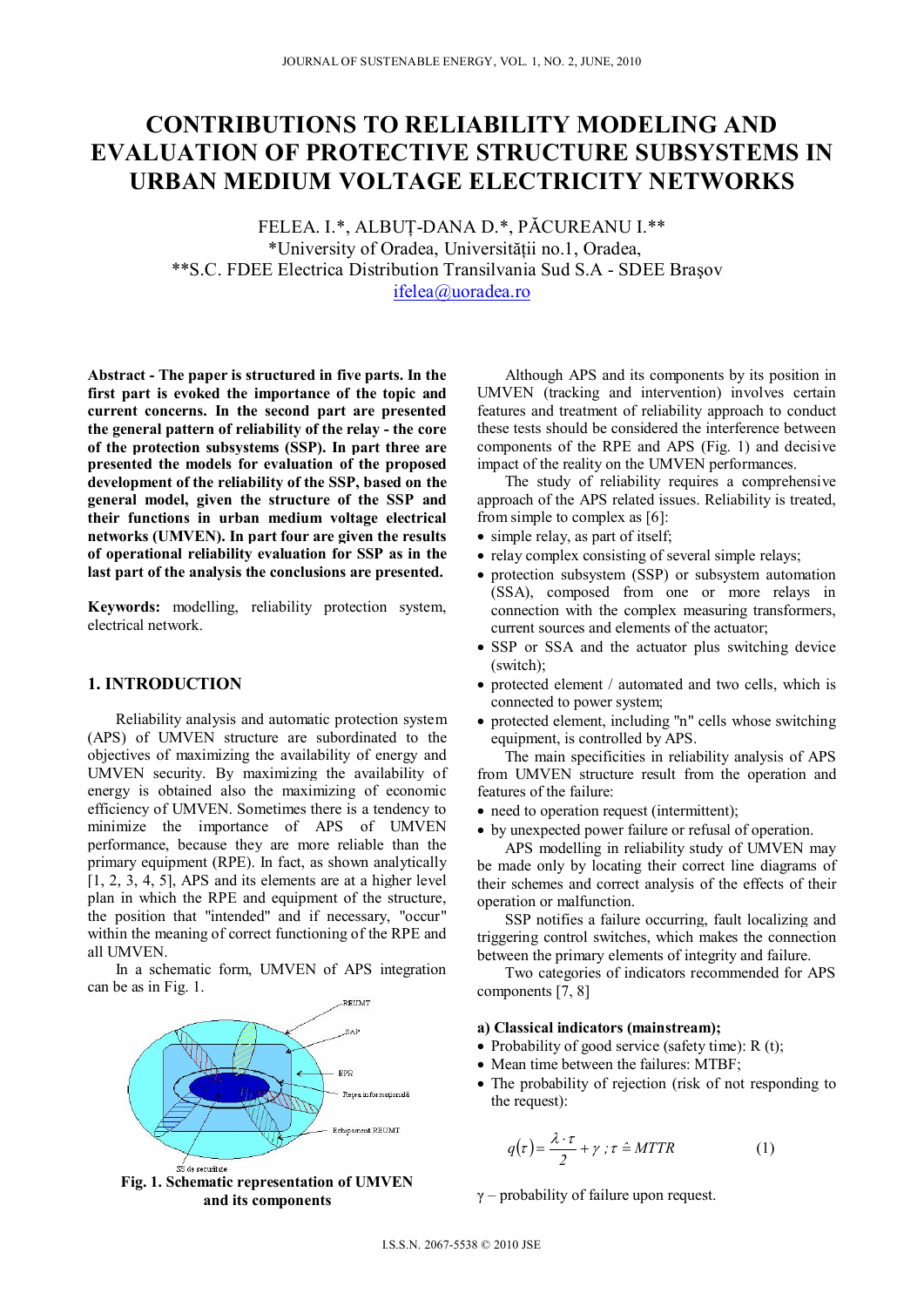# CONTRIBUTIONS TO RELIABILITY MODELING AND EVALUATION OF PROTECTIVE STRUCTURE SUBSYSTEMS IN URBAN MEDIUM VOLTAGE ELECTRICITY NETWORKS

FELEA. I.*, ALBUȚ-DANA D.*, PĂCUREANU I.**
*University of Oradea, Universității no.1, Oradea,
**S.C. FDEE Electrica Distribution Transilvania Sud S.A - SDEE Braşov
ifelea@uoradea.ro

**Abstract - The paper is structured in five parts. In the first part is evoked the importance of the topic and current concerns. In the second part are presented the general pattern of reliability of the relay - the core of the protection subsystems (SSP). In part three are presented the models for evaluation of the proposed development of the reliability of the SSP, based on the general model, given the structure of the SSP and their functions in urban medium voltage electrical networks (UMVEN). In part four are given the results of operational reliability evaluation for SSP as in the last part of the analysis the conclusions are presented.**

**Keywords:** modelling, reliability protection system, electrical network.

## 1. INTRODUCTION

Reliability analysis and automatic protection system (APS) of UMVEN structure are subordinated to the objectives of maximizing the availability of energy and UMVEN security. By maximizing the availability of energy is obtained also the maximizing of economic efficiency of UMVEN. Sometimes there is a tendency to minimize the importance of APS of UMVEN performance, because they are more reliable than the primary equipment (RPE). In fact, as shown analytically [1, 2, 3, 4, 5], APS and its elements are at a higher level plan in which the RPE and equipment of the structure, the position that "intended" and if necessary, "occur" within the meaning of correct functioning of the RPE and all UMVEN.

In a schematic form, UMVEN of APS integration can be as in Fig. 1.

**Fig. 1. Schematic representation of UMVEN and its components**

Although APS and its components by its position in UMVEN (tracking and intervention) involves certain features and treatment of reliability approach to conduct these tests should be considered the interference between components of the RPE and APS (Fig. 1) and decisive impact of the reality on the UMVEN performances.

The study of reliability requires a comprehensive approach of the APS related issues. Reliability is treated, from simple to complex as [6]:

- simple relay, as part of itself;
- relay complex consisting of several simple relays;
- protection subsystem (SSP) or subsystem automation (SSA), composed from one or more relays in connection with the complex measuring transformers, current sources and elements of the actuator;
- SSP or SSA and the actuator plus switching device (switch);
- protected element / automated and two cells, which is connected to power system;
- protected element, including "n" cells whose switching equipment, is controlled by APS.

The main specificities in reliability analysis of APS from UMVEN structure result from the operation and features of the failure:

- need to operation request (intermittent);
- by unexpected power failure or refusal of operation.

APS modelling in reliability study of UMVEN may be made only by locating their correct line diagrams of their schemes and correct analysis of the effects of their operation or malfunction.

SSP notifies a failure occurring, fault localizing and triggering control switches, which makes the connection between the primary elements of integrity and failure.

Two categories of indicators recommended for APS components [7, 8]

**a) Classical indicators (mainstream);**

- Probability of good service (safety time): R (t);
- Mean time between the failures: MTBF;
- The probability of rejection (risk of not responding to the request):

$$q(\tau) = \frac{\lambda \cdot \tau}{2} + \gamma \; ; \tau \mathrel{\hat{=}} MTTR \qquad (1)$$

γ – probability of failure upon request.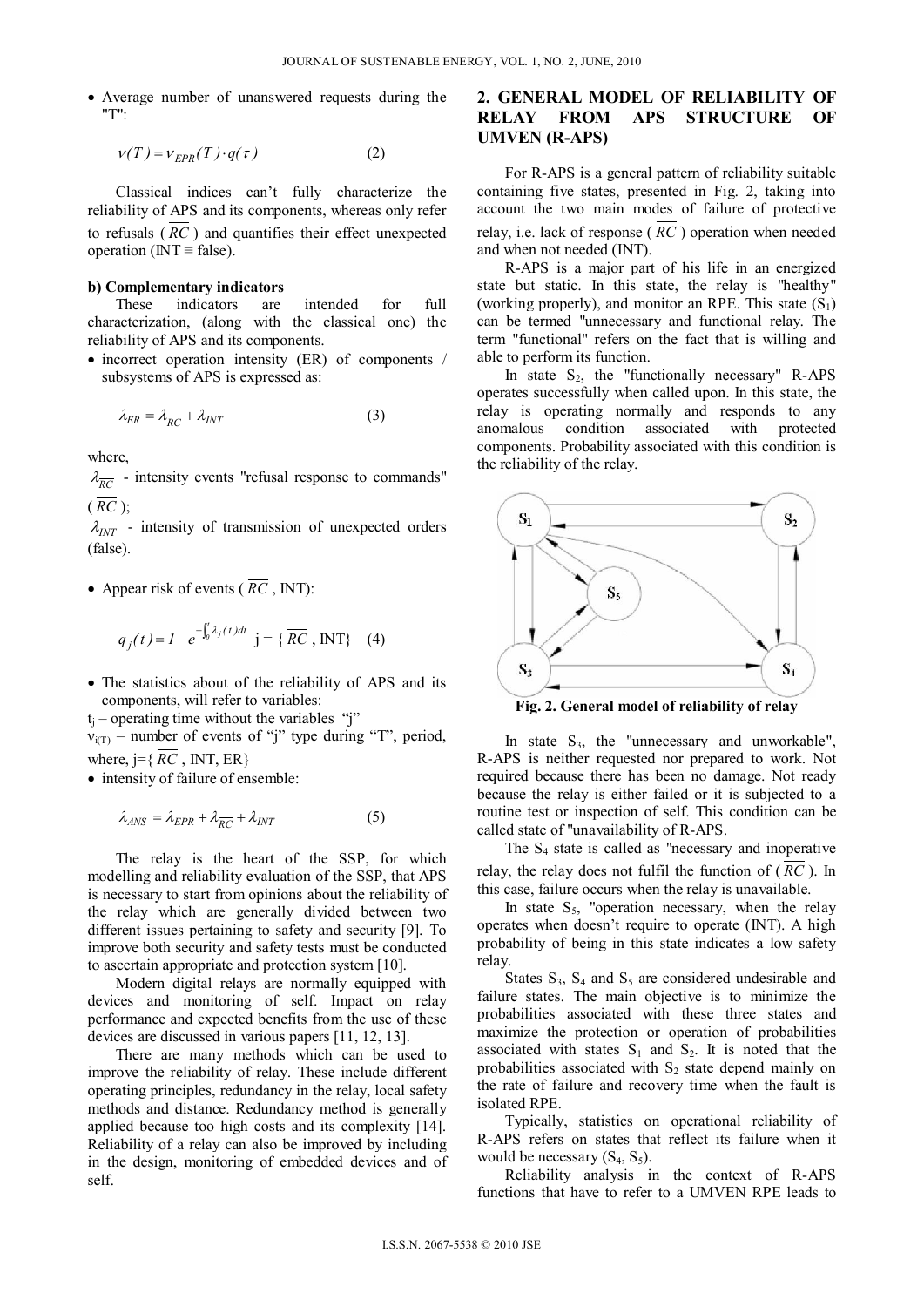- Average number of unanswered requests during the "T":

$$\nu(T) = \nu_{EPR}(T) \cdot q(\tau) \quad (2)$$

Classical indices can't fully characterize the reliability of APS and its components, whereas only refer to refusals ( $\overline{RC}$ ) and quantifies their effect unexpected operation (INT ≡ false).

**b) Complementary indicators**

These indicators are intended for full characterization, (along with the classical one) the reliability of APS and its components.

- incorrect operation intensity (ER) of components / subsystems of APS is expressed as:

$$\lambda_{ER} = \lambda_{\overline{RC}} + \lambda_{INT} \quad (3)$$

where,

$\lambda_{\overline{RC}}$ - intensity events "refusal response to commands" ( $\overline{RC}$ );

$\lambda_{INT}$ - intensity of transmission of unexpected orders (false).

- Appear risk of events ( $\overline{RC}$ , INT):

$$q_j(t) = 1 - e^{-\int_0^t \lambda_j(t)dt} \quad j = \{ \overline{RC}, \text{INT} \} \quad (4)$$

- The statistics about of the reliability of APS and its components, will refer to variables:

$t_j$ – operating time without the variables "j"

$\nu_{i(T)}$ – number of events of "j" type during "T", period,

where, j={ $\overline{RC}$ , INT, ER}

- intensity of failure of ensemble:

$$\lambda_{ANS} = \lambda_{EPR} + \lambda_{\overline{RC}} + \lambda_{INT} \quad (5)$$

The relay is the heart of the SSP, for which modelling and reliability evaluation of the SSP, that APS is necessary to start from opinions about the reliability of the relay which are generally divided between two different issues pertaining to safety and security [9]. To improve both security and safety tests must be conducted to ascertain appropriate and protection system [10].

Modern digital relays are normally equipped with devices and monitoring of self. Impact on relay performance and expected benefits from the use of these devices are discussed in various papers [11, 12, 13].

There are many methods which can be used to improve the reliability of relay. These include different operating principles, redundancy in the relay, local safety methods and distance. Redundancy method is generally applied because too high costs and its complexity [14]. Reliability of a relay can also be improved by including in the design, monitoring of embedded devices and of self.

## 2. GENERAL MODEL OF RELIABILITY OF RELAY FROM APS STRUCTURE OF UMVEN (R-APS)

For R-APS is a general pattern of reliability suitable containing five states, presented in Fig. 2, taking into account the two main modes of failure of protective relay, i.e. lack of response ( $\overline{RC}$ ) operation when needed and when not needed (INT).

R-APS is a major part of his life in an energized state but static. In this state, the relay is "healthy" (working properly), and monitor an RPE. This state ($S_1$) can be termed "unnecessary and functional relay. The term "functional" refers on the fact that is willing and able to perform its function.

In state $S_2$, the "functionally necessary" R-APS operates successfully when called upon. In this state, the relay is operating normally and responds to any anomalous condition associated with protected components. Probability associated with this condition is the reliability of the relay.

**Fig. 2. General model of reliability of relay**

In state $S_3$, the "unnecessary and unworkable", R-APS is neither requested nor prepared to work. Not required because there has been no damage. Not ready because the relay is either failed or it is subjected to a routine test or inspection of self. This condition can be called state of "unavailability of R-APS.

The $S_4$ state is called as "necessary and inoperative relay, the relay does not fulfil the function of ( $\overline{RC}$ ). In this case, failure occurs when the relay is unavailable.

In state $S_5$, "operation necessary, when the relay operates when doesn't require to operate (INT). A high probability of being in this state indicates a low safety relay.

States $S_3$, $S_4$ and $S_5$ are considered undesirable and failure states. The main objective is to minimize the probabilities associated with these three states and maximize the protection or operation of probabilities associated with states $S_1$ and $S_2$. It is noted that the probabilities associated with $S_2$ state depend mainly on the rate of failure and recovery time when the fault is isolated RPE.

Typically, statistics on operational reliability of R-APS refers on states that reflect its failure when it would be necessary ($S_4$, $S_5$).

Reliability analysis in the context of R-APS functions that have to refer to a UMVEN RPE leads to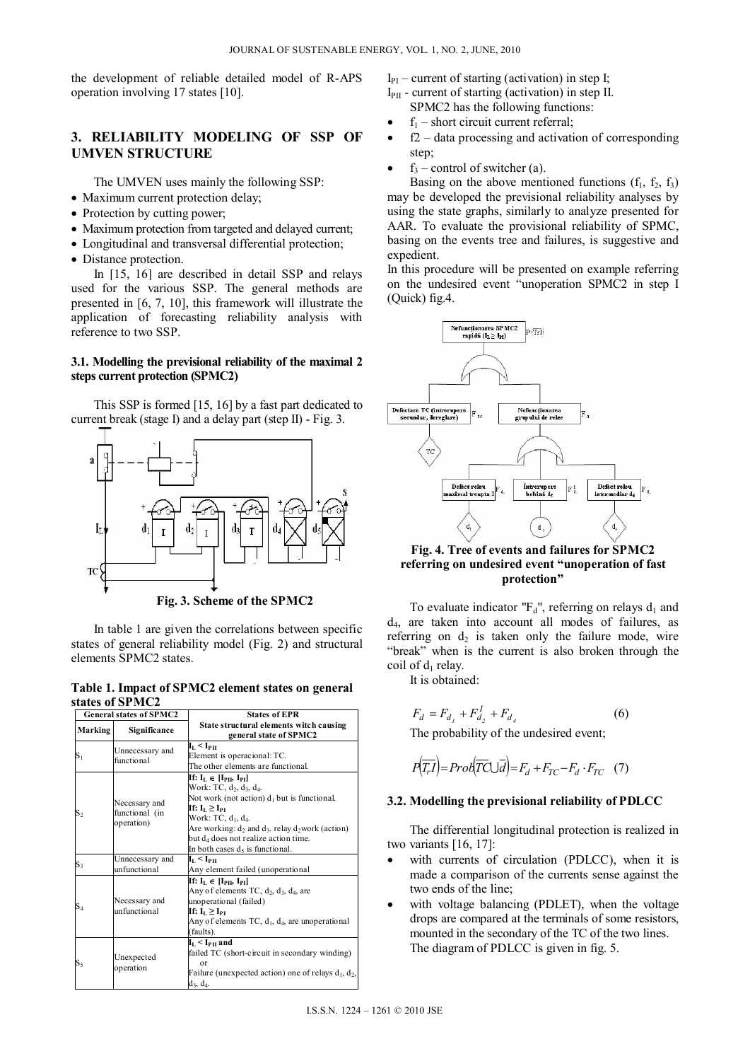the development of reliable detailed model of R-APS operation involving 17 states [10].

## 3. RELIABILITY MODELING OF SSP OF UMVEN STRUCTURE

The UMVEN uses mainly the following SSP:

- Maximum current protection delay;
- Protection by cutting power;
- Maximum protection from targeted and delayed current;
- Longitudinal and transversal differential protection;
- Distance protection.

In [15, 16] are described in detail SSP and relays used for the various SSP. The general methods are presented in [6, 7, 10], this framework will illustrate the application of forecasting reliability analysis with reference to two SSP.

### 3.1. Modelling the previsional reliability of the maximal 2 steps current protection (SPMC2)

This SSP is formed [15, 16] by a fast part dedicated to current break (stage I) and a delay part (step II) - Fig. 3.

**Fig. 3. Scheme of the SPMC2**

In table 1 are given the correlations between specific states of general reliability model (Fig. 2) and structural elements SPMC2 states.

**Table 1. Impact of SPMC2 element states on general states of SPMC2**

| General states of SPMC2 | | States of EPR |
|---|---|---|
| Marking | Significance | State structural elements witch causing general state of SPMC2 |
| $S_1$ | Unnecessary and functional | $I_L < I_{PII}$<br>Element is operacional: TC.<br>The other elements are functional. |
| $S_2$ | Necessary and functional (in operation) | If: $I_L \in [I_{PII}, I_{PI}]$<br>Work: TC, $d_2$, $d_3$, $d_4$.<br>Not work (not action) $d_1$ but is functional.<br>If: $I_L \geq I_{PI}$<br>Work: TC, $d_1$, $d_4$.<br>Are working: $d_2$ and $d_3$. relay $d_2$work (action) but $d_4$ does not realize action time.<br>In both cases $d_5$ is functional. |
| $S_3$ | Unnecessary and unfunctional | $I_L < I_{PII}$<br>Any element failed (unoperational |
| $S_4$ | Necessary and unfunctional | If: $I_L \in [I_{PII}, I_{PI}]$<br>Any of elements TC, $d_2$, $d_3$, $d_4$, are unoperational (failed)<br>If: $I_L \geq I_{PI}$<br>Any of elements TC, $d_1$, $d_4$, are unoperational (faults). |
| $S_5$ | Unexpected operation | $I_L < I_{PII}$ and<br>failed TC (short-circuit in secondary winding)<br>or<br>Failure (unexpected action) one of relays $d_1$, $d_2$, $d_3$, $d_4$. |

$I_{PI}$ – current of starting (activation) in step I;
$I_{PII}$ - current of starting (activation) in step II.

SPMC2 has the following functions:

- $f_1$ – short circuit current referral;
- f2 – data processing and activation of corresponding step;
- $f_3$ – control of switcher (a).

Basing on the above mentioned functions ($f_1$, $f_2$, $f_3$) may be developed the previsional reliability analyses by using the state graphs, similarly to analyze presented for AAR. To evaluate the provisional reliability of SPMC, basing on the events tree and failures, is suggestive and expedient.

In this procedure will be presented on example referring on the undesired event "unoperation SPMC2 in step I (Quick) fig.4.

**Fig. 4. Tree of events and failures for SPMC2 referring on undesired event "unoperation of fast protection"**

To evaluate indicator "$F_d$", referring on relays $d_1$ and $d_4$, are taken into account all modes of failures, as referring on $d_2$ is taken only the failure mode, wire "break" when is the current is also broken through the coil of $d_1$ relay.

It is obtained:

$$F_d = F_{d_1} + F^{I}_{d_2} + F_{d_4} \tag{6}$$

The probability of the undesired event;

$$P\left(\overline{T_r I}\right) = Prob\left(\overline{TC} \cup \overline{d}\right) = F_d + F_{TC} - F_d \cdot F_{TC} \tag{7}$$

### 3.2. Modelling the previsional reliability of PDLCC

The differential longitudinal protection is realized in two variants [16, 17]:

- with currents of circulation (PDLCC), when it is made a comparison of the currents sense against the two ends of the line;
- with voltage balancing (PDLET), when the voltage drops are compared at the terminals of some resistors, mounted in the secondary of the TC of the two lines.

The diagram of PDLCC is given in fig. 5.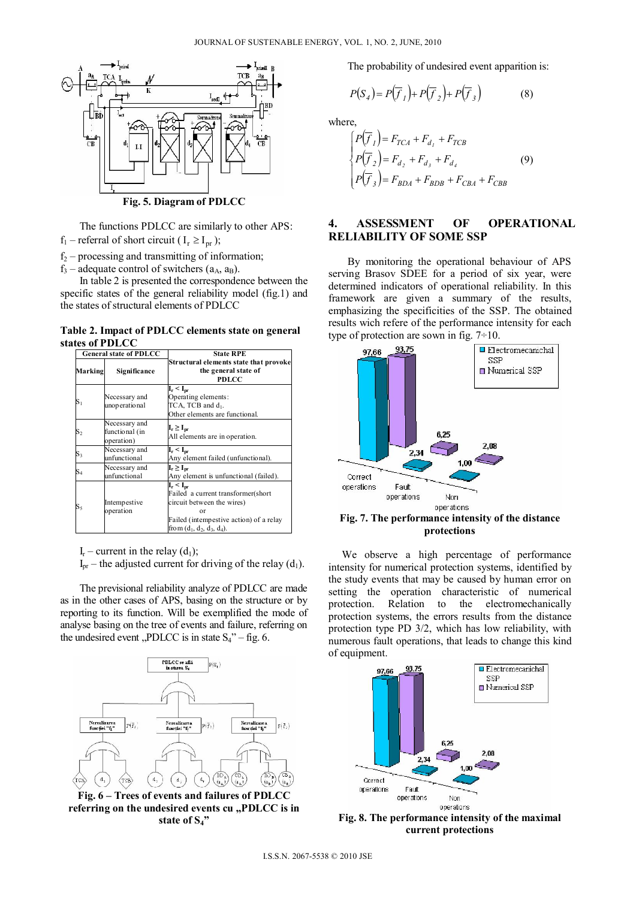**Fig. 5. Diagram of PDLCC**

The functions PDLCC are similarly to other APS:

$f_1$ – referral of short circuit ( $I_r \geq I_{pr}$ );

$f_2$ – processing and transmitting of information;

$f_3$ – adequate control of switchers ($a_A$, $a_B$).

In table 2 is presented the correspondence between the specific states of the general reliability model (fig.1) and the states of structural elements of PDLCC

**Table 2. Impact of PDLCC elements state on general states of PDLCC**

| General state of PDLCC | | State RPE |
|---|---|---|
| Marking | Significance | Structural elements state that provoke the general state of PDLCC |
| $S_1$ | Necessary and unoperational | $I_r < I_{pr}$ Operating elements: TCA, TCB and $d_1$. Other elements are functional. |
| $S_2$ | Necessary and functional (in operation) | $I_r \geq I_{pr}$ All elements are in operation. |
| $S_3$ | Necessary and unfunctional | $I_r < I_{pr}$ Any element failed (unfunctional). |
| $S_4$ | Necessary and unfunctional | $I_r \geq I_{pr}$ Any element is unfunctional (failed). |
| $S_5$ | Intempestive operation | $I_r < I_{pr}$ Failed a current transformer(short circuit between the wires) or Failed (intempestive action) of a relay from ($d_1$, $d_2$, $d_3$, $d_4$). |

$I_r$ – current in the relay ($d_1$);

$I_{pr}$ – the adjusted current for driving of the relay ($d_1$).

The previsional reliability analyze of PDLCC are made as in the other cases of APS, basing on the structure or by reporting to its function. Will be exemplified the mode of analyse basing on the tree of events and failure, referring on the undesired event „PDLCC is in state $S_4$" – fig. 6.

**Fig. 6 – Trees of events and failures of PDLCC referring on the undesired events cu „PDLCC is in state of $S_4$"**

The probability of undesired event apparition is:

$$P(S_4) = P(\overline{f}_1) + P(\overline{f}_2) + P(\overline{f}_3) \qquad (8)$$

where,

$$\begin{cases} P(\overline{f}_1) = F_{TCA} + F_{d_1} + F_{TCB} \\ P(\overline{f}_2) = F_{d_2} + F_{d_3} + F_{d_4} \\ P(\overline{f}_3) = F_{BDA} + F_{BDB} + F_{CBA} + F_{CBB} \end{cases} \qquad (9)$$

## 4. ASSESSMENT OF OPERATIONAL RELIABILITY OF SOME SSP

By monitoring the operational behaviour of APS serving Brasov SDEE for a period of six year, were determined indicators of operational reliability. In this framework are given a summary of the results, emphasizing the specificities of the SSP. The obtained results wich refere of the performance intensity for each type of protection are sown in fig. 7÷10.

**Fig. 7. The performance intensity of the distance protections**

We observe a high percentage of performance intensity for numerical protection systems, identified by the study events that may be caused by human error on setting the operation characteristic of numerical protection. Relation to the electromechanically protection systems, the errors results from the distance protection type PD 3/2, which has low reliability, with numerous fault operations, that leads to change this kind of equipment.

**Fig. 8. The performance intensity of the maximal current protections**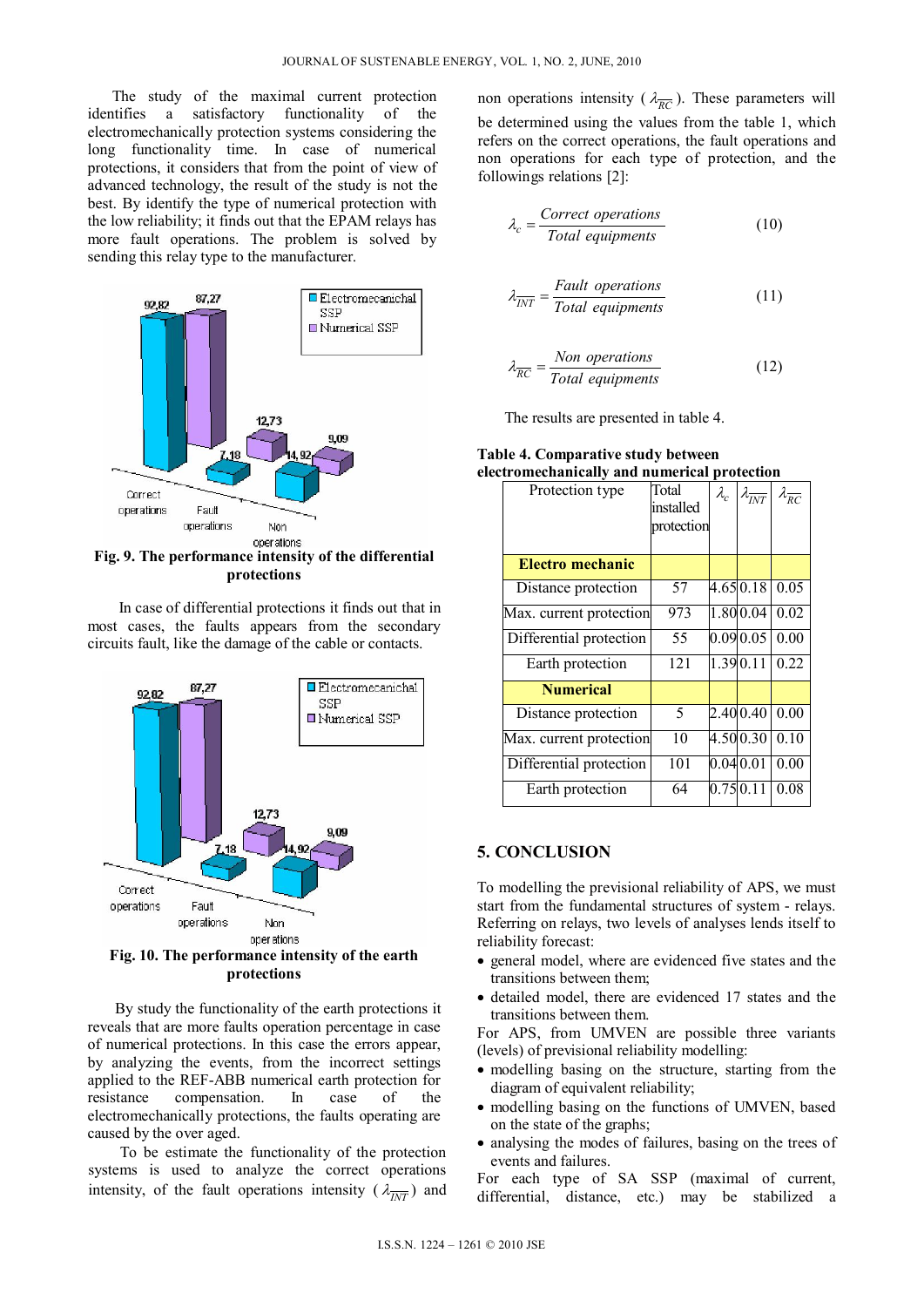The study of the maximal current protection identifies a satisfactory functionality of the electromechanically protection systems considering the long functionality time. In case of numerical protections, it considers that from the point of view of advanced technology, the result of the study is not the best. By identify the type of numerical protection with the low reliability; it finds out that the EPAM relays has more fault operations. The problem is solved by sending this relay type to the manufacturer.

**Fig. 9. The performance intensity of the differential protections**

In case of differential protections it finds out that in most cases, the faults appears from the secondary circuits fault, like the damage of the cable or contacts.

**Fig. 10. The performance intensity of the earth protections**

By study the functionality of the earth protections it reveals that are more faults operation percentage in case of numerical protections. In this case the errors appear, by analyzing the events, from the incorrect settings applied to the REF-ABB numerical earth protection for resistance compensation. In case of the electromechanically protections, the faults operating are caused by the over aged.

To be estimate the functionality of the protection systems is used to analyze the correct operations intensity, of the fault operations intensity ($\lambda_{\overline{INT}}$) and non operations intensity ($\lambda_{\overline{RC}}$). These parameters will be determined using the values from the table 1, which refers on the correct operations, the fault operations and non operations for each type of protection, and the followings relations [2]:

$$\lambda_c = \frac{Correct\ operations}{Total\ equipments} \tag{10}$$

$$\lambda_{\overline{INT}} = \frac{Fault\ operations}{Total\ equipments} \tag{11}$$

$$\lambda_{\overline{RC}} = \frac{Non\ operations}{Total\ equipments} \tag{12}$$

The results are presented in table 4.

**Table 4. Comparative study between electromechanically and numerical protection**

| Protection type | Total installed protection | $\lambda_c$ | $\lambda_{\overline{INT}}$ | $\lambda_{\overline{RC}}$ |
|---|---|---|---|---|
| **Electro mechanic** | | | | |
| Distance protection | 57 | 4.65 | 0.18 | 0.05 |
| Max. current protection | 973 | 1.80 | 0.04 | 0.02 |
| Differential protection | 55 | 0.09 | 0.05 | 0.00 |
| Earth protection | 121 | 1.39 | 0.11 | 0.22 |
| **Numerical** | | | | |
| Distance protection | 5 | 2.40 | 0.40 | 0.00 |
| Max. current protection | 10 | 4.50 | 0.30 | 0.10 |
| Differential protection | 101 | 0.04 | 0.01 | 0.00 |
| Earth protection | 64 | 0.75 | 0.11 | 0.08 |

## 5. CONCLUSION

To modelling the previsional reliability of APS, we must start from the fundamental structures of system - relays. Referring on relays, two levels of analyses lends itself to reliability forecast:

- general model, where are evidenced five states and the transitions between them;
- detailed model, there are evidenced 17 states and the transitions between them.

For APS, from UMVEN are possible three variants (levels) of previsional reliability modelling:

- modelling basing on the structure, starting from the diagram of equivalent reliability;
- modelling basing on the functions of UMVEN, based on the state of the graphs;
- analysing the modes of failures, basing on the trees of events and failures.

For each type of SA SSP (maximal of current, differential, distance, etc.) may be stabilized a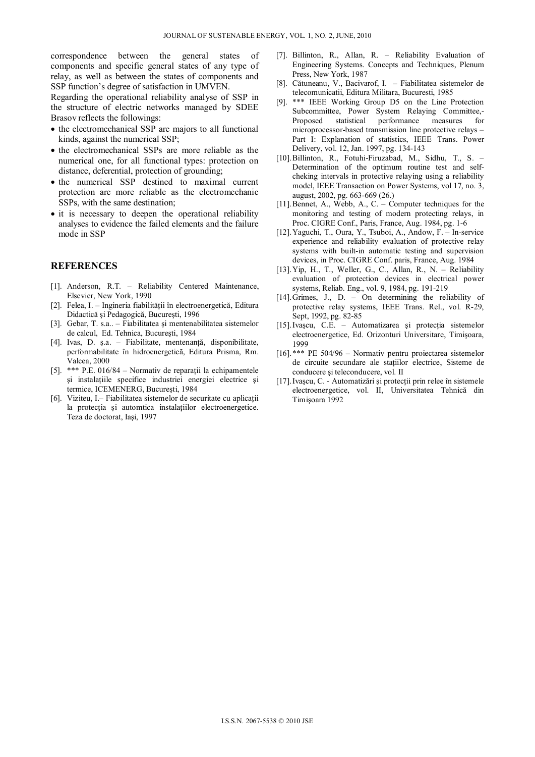correspondence between the general states of components and specific general states of any type of relay, as well as between the states of components and SSP function's degree of satisfaction in UMVEN.

Regarding the operational reliability analyse of SSP in the structure of electric networks managed by SDEE Brasov reflects the followings:

- the electromechanical SSP are majors to all functional kinds, against the numerical SSP;
- the electromechanical SSPs are more reliable as the numerical one, for all functional types: protection on distance, deferential, protection of grounding;
- the numerical SSP destined to maximal current protection are more reliable as the electromechanic SSPs, with the same destination;
- it is necessary to deepen the operational reliability analyses to evidence the failed elements and the failure mode in SSP

## REFERENCES

[1]. Anderson, R.T. – Reliability Centered Maintenance, Elsevier, New York, 1990

[2]. Felea, I. – Ingineria fiabilității în electroenergetică, Editura Didactică şi Pedagogică, Bucureşti, 1996

[3]. Gebar, T. s.a.. – Fiabilitatea şi mentenabilitatea sistemelor de calcul, Ed. Tehnica, Bucureşti, 1984

[4]. Ivas, D. ş.a. – Fiabilitate, mentenanță, disponibilitate, performabilitate în hidroenergetică, Editura Prisma, Rm. Valcea, 2000

[5]. *** P.E. 016/84 – Normativ de reparații la echipamentele şi instalațiile specifice industriei energiei electrice şi termice, ICEMENERG, Bucureşti, 1984

[6]. Viziteu, I.– Fiabilitatea sistemelor de securitate cu aplicații la protecția şi automtica instalațiilor electroenergetice. Teza de doctorat, Iaşi, 1997

[7]. Billinton, R., Allan, R. – Reliability Evaluation of Engineering Systems. Concepts and Techniques, Plenum Press, New York, 1987

[8]. Cătuneanu, V., Bacivarof, I. – Fiabilitatea sistemelor de telecomunicatii, Editura Militara, Bucuresti, 1985

[9]. *** IEEE Working Group D5 on the Line Protection Subcommittee, Power System Relaying Committee,- Proposed statistical performance measures for microprocessor-based transmission line protective relays – Part I: Explanation of statistics, IEEE Trans. Power Delivery, vol. 12, Jan. 1997, pg. 134-143

[10]. Billinton, R., Fotuhi-Firuzabad, M., Sidhu, T., S. – Determination of the optimum routine test and self-cheking intervals in protective relaying using a reliability model, IEEE Transaction on Power Systems, vol 17, no. 3, august, 2002, pg. 663-669 (26.)

[11]. Bennet, A., Webb, A., C. – Computer techniques for the monitoring and testing of modern protecting relays, in Proc. CIGRE Conf., Paris, France, Aug. 1984, pg. 1-6

[12]. Yaguchi, T., Oura, Y., Tsuboi, A., Andow, F. – In-service experience and reliability evaluation of protective relay systems with built-in automatic testing and supervision devices, in Proc. CIGRE Conf. paris, France, Aug. 1984

[13]. Yip, H., T., Weller, G., C., Allan, R., N. – Reliability evaluation of protection devices in electrical power systems, Reliab. Eng., vol. 9, 1984, pg. 191-219

[14]. Grimes, J., D. – On determining the reliability of protective relay systems, IEEE Trans. Rel., vol. R-29, Sept, 1992, pg. 82-85

[15]. Ivaşcu, C.E. – Automatizarea şi protecția sistemelor electroenergetice, Ed. Orizonturi Universitare, Timişoara, 1999

[16]. *** PE 504/96 – Normativ pentru proiectarea sistemelor de circuite secundare ale stațiilor electrice, Sisteme de conducere şi teleconducere, vol. II

[17]. Ivaşcu, C. - Automatizări şi protecții prin relee în sistemele electroenergetice, vol. II, Universitatea Tehnică din Timişoara 1992